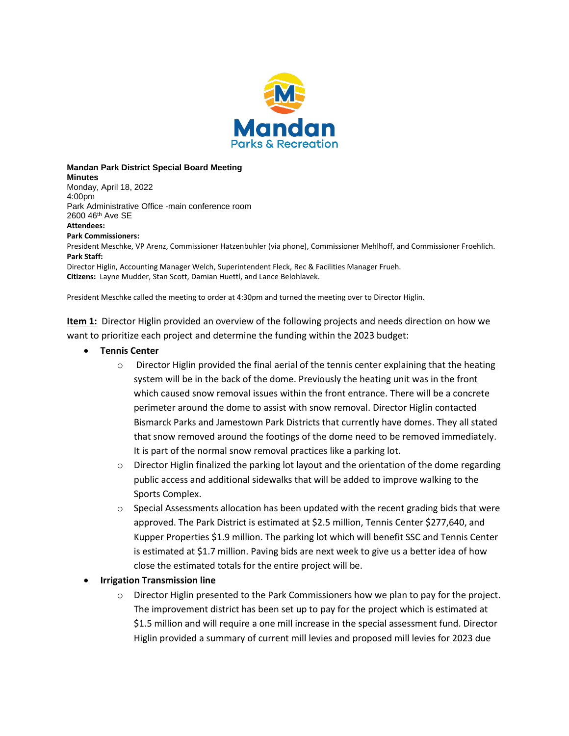**Mandan Park District Special Board Meeting**
**Minutes**
Monday, April 18, 2022
4:00pm
Park Administrative Office -main conference room
2600 46th Ave SE

**Attendees:**

**Park Commissioners:**
President Meschke, VP Arenz, Commissioner Hatzenbuhler (via phone), Commissioner Mehlhoff, and Commissioner Froehlich.

**Park Staff:**
Director Higlin, Accounting Manager Welch, Superintendent Fleck, Rec & Facilities Manager Frueh.

**Citizens:** Layne Mudder, Stan Scott, Damian Huettl, and Lance Belohlavek.

President Meschke called the meeting to order at 4:30pm and turned the meeting over to Director Higlin.

**Item 1:** Director Higlin provided an overview of the following projects and needs direction on how we want to prioritize each project and determine the funding within the 2023 budget:

- **Tennis Center**
  - Director Higlin provided the final aerial of the tennis center explaining that the heating system will be in the back of the dome. Previously the heating unit was in the front which caused snow removal issues within the front entrance. There will be a concrete perimeter around the dome to assist with snow removal. Director Higlin contacted Bismarck Parks and Jamestown Park Districts that currently have domes. They all stated that snow removed around the footings of the dome need to be removed immediately. It is part of the normal snow removal practices like a parking lot.
  - Director Higlin finalized the parking lot layout and the orientation of the dome regarding public access and additional sidewalks that will be added to improve walking to the Sports Complex.
  - Special Assessments allocation has been updated with the recent grading bids that were approved. The Park District is estimated at $2.5 million, Tennis Center $277,640, and Kupper Properties $1.9 million. The parking lot which will benefit SSC and Tennis Center is estimated at $1.7 million. Paving bids are next week to give us a better idea of how close the estimated totals for the entire project will be.
- **Irrigation Transmission line**
  - Director Higlin presented to the Park Commissioners how we plan to pay for the project. The improvement district has been set up to pay for the project which is estimated at $1.5 million and will require a one mill increase in the special assessment fund. Director Higlin provided a summary of current mill levies and proposed mill levies for 2023 due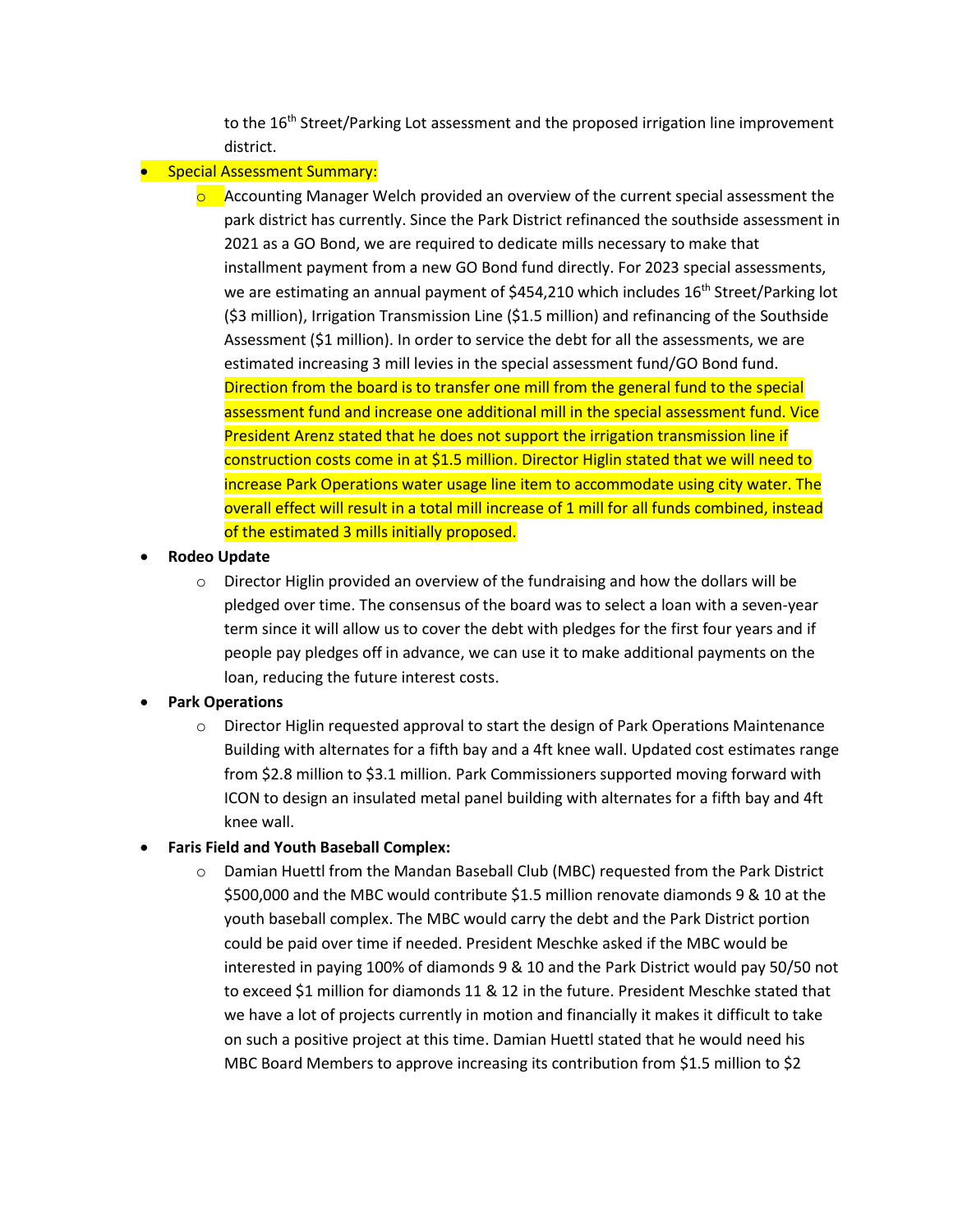to the 16th Street/Parking Lot assessment and the proposed irrigation line improvement district.

- Special Assessment Summary:
    - Accounting Manager Welch provided an overview of the current special assessment the park district has currently. Since the Park District refinanced the southside assessment in 2021 as a GO Bond, we are required to dedicate mills necessary to make that installment payment from a new GO Bond fund directly. For 2023 special assessments, we are estimating an annual payment of $454,210 which includes 16th Street/Parking lot ($3 million), Irrigation Transmission Line ($1.5 million) and refinancing of the Southside Assessment ($1 million). In order to service the debt for all the assessments, we are estimated increasing 3 mill levies in the special assessment fund/GO Bond fund. Direction from the board is to transfer one mill from the general fund to the special assessment fund and increase one additional mill in the special assessment fund. Vice President Arenz stated that he does not support the irrigation transmission line if construction costs come in at $1.5 million. Director Higlin stated that we will need to increase Park Operations water usage line item to accommodate using city water. The overall effect will result in a total mill increase of 1 mill for all funds combined, instead of the estimated 3 mills initially proposed.
- **Rodeo Update**
    - Director Higlin provided an overview of the fundraising and how the dollars will be pledged over time. The consensus of the board was to select a loan with a seven-year term since it will allow us to cover the debt with pledges for the first four years and if people pay pledges off in advance, we can use it to make additional payments on the loan, reducing the future interest costs.
- **Park Operations**
    - Director Higlin requested approval to start the design of Park Operations Maintenance Building with alternates for a fifth bay and a 4ft knee wall. Updated cost estimates range from $2.8 million to $3.1 million. Park Commissioners supported moving forward with ICON to design an insulated metal panel building with alternates for a fifth bay and 4ft knee wall.
- **Faris Field and Youth Baseball Complex:**
    - Damian Huettl from the Mandan Baseball Club (MBC) requested from the Park District $500,000 and the MBC would contribute $1.5 million renovate diamonds 9 & 10 at the youth baseball complex. The MBC would carry the debt and the Park District portion could be paid over time if needed. President Meschke asked if the MBC would be interested in paying 100% of diamonds 9 & 10 and the Park District would pay 50/50 not to exceed $1 million for diamonds 11 & 12 in the future. President Meschke stated that we have a lot of projects currently in motion and financially it makes it difficult to take on such a positive project at this time. Damian Huettl stated that he would need his MBC Board Members to approve increasing its contribution from $1.5 million to $2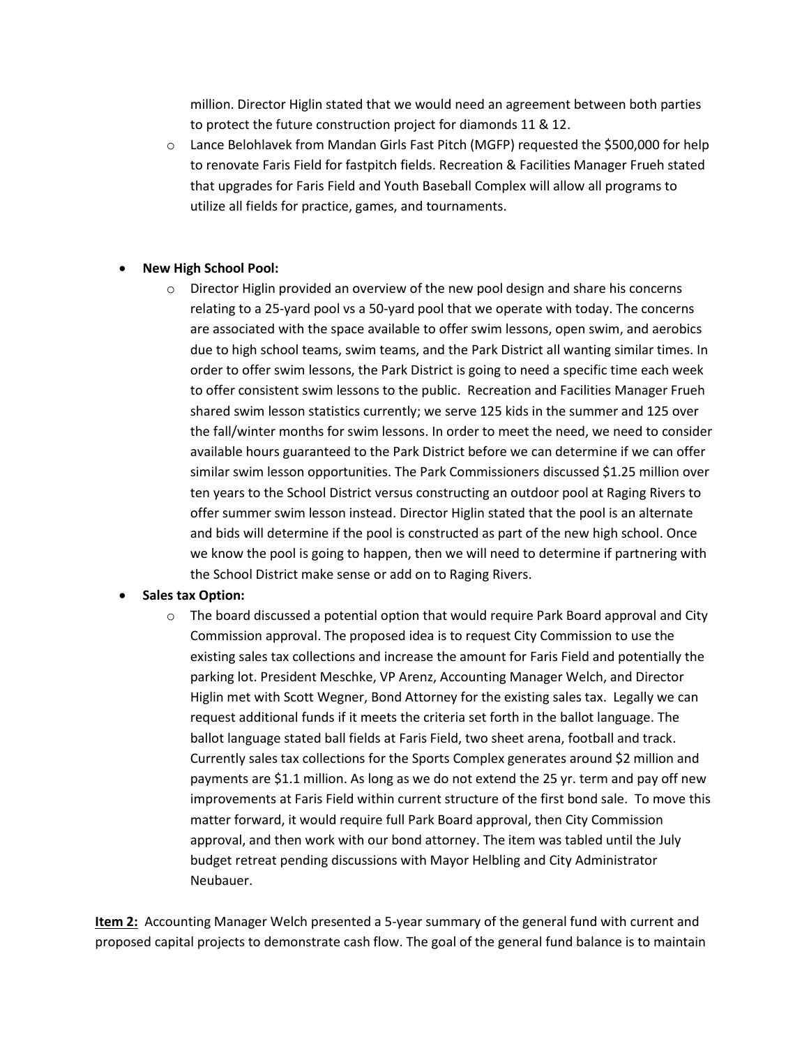million. Director Higlin stated that we would need an agreement between both parties to protect the future construction project for diamonds 11 & 12.
  - Lance Belohlavek from Mandan Girls Fast Pitch (MGFP) requested the $500,000 for help to renovate Faris Field for fastpitch fields. Recreation & Facilities Manager Frueh stated that upgrades for Faris Field and Youth Baseball Complex will allow all programs to utilize all fields for practice, games, and tournaments.

- **New High School Pool:**
  - Director Higlin provided an overview of the new pool design and share his concerns relating to a 25-yard pool vs a 50-yard pool that we operate with today. The concerns are associated with the space available to offer swim lessons, open swim, and aerobics due to high school teams, swim teams, and the Park District all wanting similar times. In order to offer swim lessons, the Park District is going to need a specific time each week to offer consistent swim lessons to the public. Recreation and Facilities Manager Frueh shared swim lesson statistics currently; we serve 125 kids in the summer and 125 over the fall/winter months for swim lessons. In order to meet the need, we need to consider available hours guaranteed to the Park District before we can determine if we can offer similar swim lesson opportunities. The Park Commissioners discussed $1.25 million over ten years to the School District versus constructing an outdoor pool at Raging Rivers to offer summer swim lesson instead. Director Higlin stated that the pool is an alternate and bids will determine if the pool is constructed as part of the new high school. Once we know the pool is going to happen, then we will need to determine if partnering with the School District make sense or add on to Raging Rivers.
- **Sales tax Option:**
  - The board discussed a potential option that would require Park Board approval and City Commission approval. The proposed idea is to request City Commission to use the existing sales tax collections and increase the amount for Faris Field and potentially the parking lot. President Meschke, VP Arenz, Accounting Manager Welch, and Director Higlin met with Scott Wegner, Bond Attorney for the existing sales tax. Legally we can request additional funds if it meets the criteria set forth in the ballot language. The ballot language stated ball fields at Faris Field, two sheet arena, football and track. Currently sales tax collections for the Sports Complex generates around $2 million and payments are $1.1 million. As long as we do not extend the 25 yr. term and pay off new improvements at Faris Field within current structure of the first bond sale. To move this matter forward, it would require full Park Board approval, then City Commission approval, and then work with our bond attorney. The item was tabled until the July budget retreat pending discussions with Mayor Helbling and City Administrator Neubauer.

**Item 2:** Accounting Manager Welch presented a 5-year summary of the general fund with current and proposed capital projects to demonstrate cash flow. The goal of the general fund balance is to maintain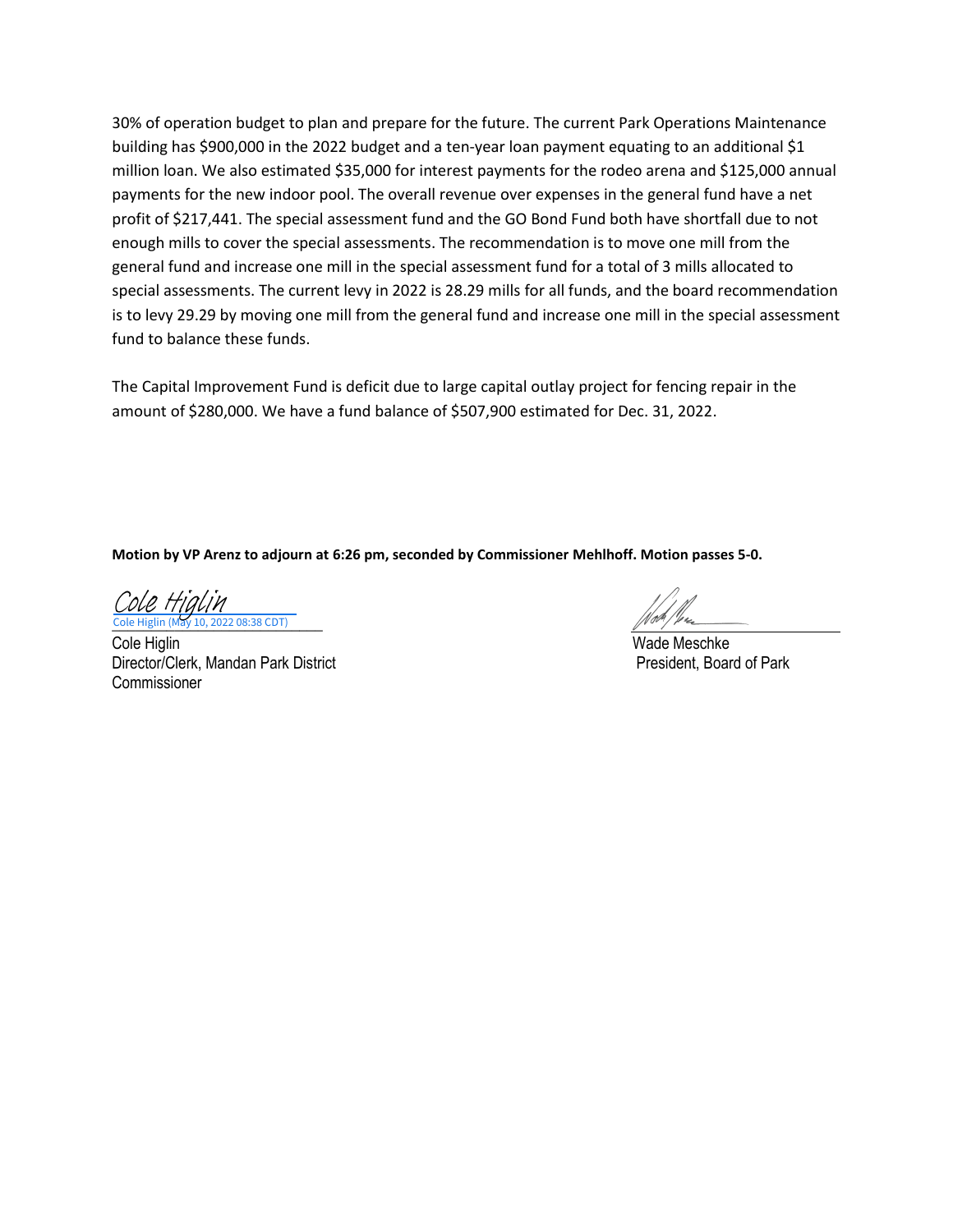30% of operation budget to plan and prepare for the future. The current Park Operations Maintenance building has $900,000 in the 2022 budget and a ten-year loan payment equating to an additional $1 million loan. We also estimated $35,000 for interest payments for the rodeo arena and $125,000 annual payments for the new indoor pool. The overall revenue over expenses in the general fund have a net profit of $217,441. The special assessment fund and the GO Bond Fund both have shortfall due to not enough mills to cover the special assessments. The recommendation is to move one mill from the general fund and increase one mill in the special assessment fund for a total of 3 mills allocated to special assessments. The current levy in 2022 is 28.29 mills for all funds, and the board recommendation is to levy 29.29 by moving one mill from the general fund and increase one mill in the special assessment fund to balance these funds.

The Capital Improvement Fund is deficit due to large capital outlay project for fencing repair in the amount of $280,000. We have a fund balance of $507,900 estimated for Dec. 31, 2022.

**Motion by VP Arenz to adjourn at 6:26 pm, seconded by Commissioner Mehlhoff. Motion passes 5-0.**

Cole Higlin
Cole Higlin (May 10, 2022 08:38 CDT)

Cole Higlin
Director/Clerk, Mandan Park District
Commissioner

Wade Meschke
President, Board of Park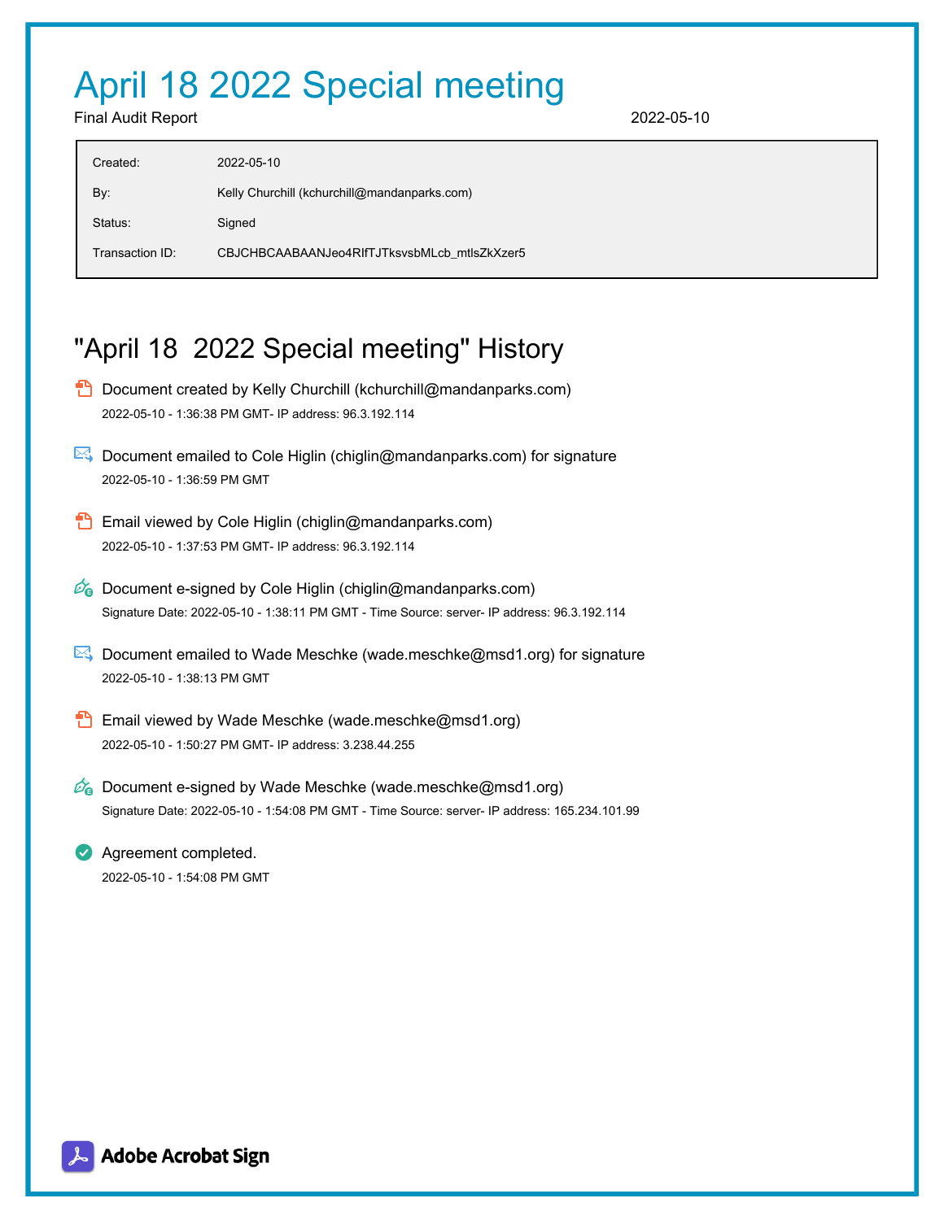# April 18 2022 Special meeting

Final Audit Report 2022-05-10

| | |
|---|---|
| Created: | 2022-05-10 |
| By: | Kelly Churchill (kchurchill@mandanparks.com) |
| Status: | Signed |
| Transaction ID: | CBJCHBCAABAANJeo4RIfTJTksvsbMLcb_mtlsZkXzer5 |

## "April 18 2022 Special meeting" History

- Document created by Kelly Churchill (kchurchill@mandanparks.com)
  2022-05-10 - 1:36:38 PM GMT- IP address: 96.3.192.114

- Document emailed to Cole Higlin (chiglin@mandanparks.com) for signature
  2022-05-10 - 1:36:59 PM GMT

- Email viewed by Cole Higlin (chiglin@mandanparks.com)
  2022-05-10 - 1:37:53 PM GMT- IP address: 96.3.192.114

- Document e-signed by Cole Higlin (chiglin@mandanparks.com)
  Signature Date: 2022-05-10 - 1:38:11 PM GMT - Time Source: server- IP address: 96.3.192.114

- Document emailed to Wade Meschke (wade.meschke@msd1.org) for signature
  2022-05-10 - 1:38:13 PM GMT

- Email viewed by Wade Meschke (wade.meschke@msd1.org)
  2022-05-10 - 1:50:27 PM GMT- IP address: 3.238.44.255

- Document e-signed by Wade Meschke (wade.meschke@msd1.org)
  Signature Date: 2022-05-10 - 1:54:08 PM GMT - Time Source: server- IP address: 165.234.101.99

- Agreement completed.
  2022-05-10 - 1:54:08 PM GMT

Adobe Acrobat Sign